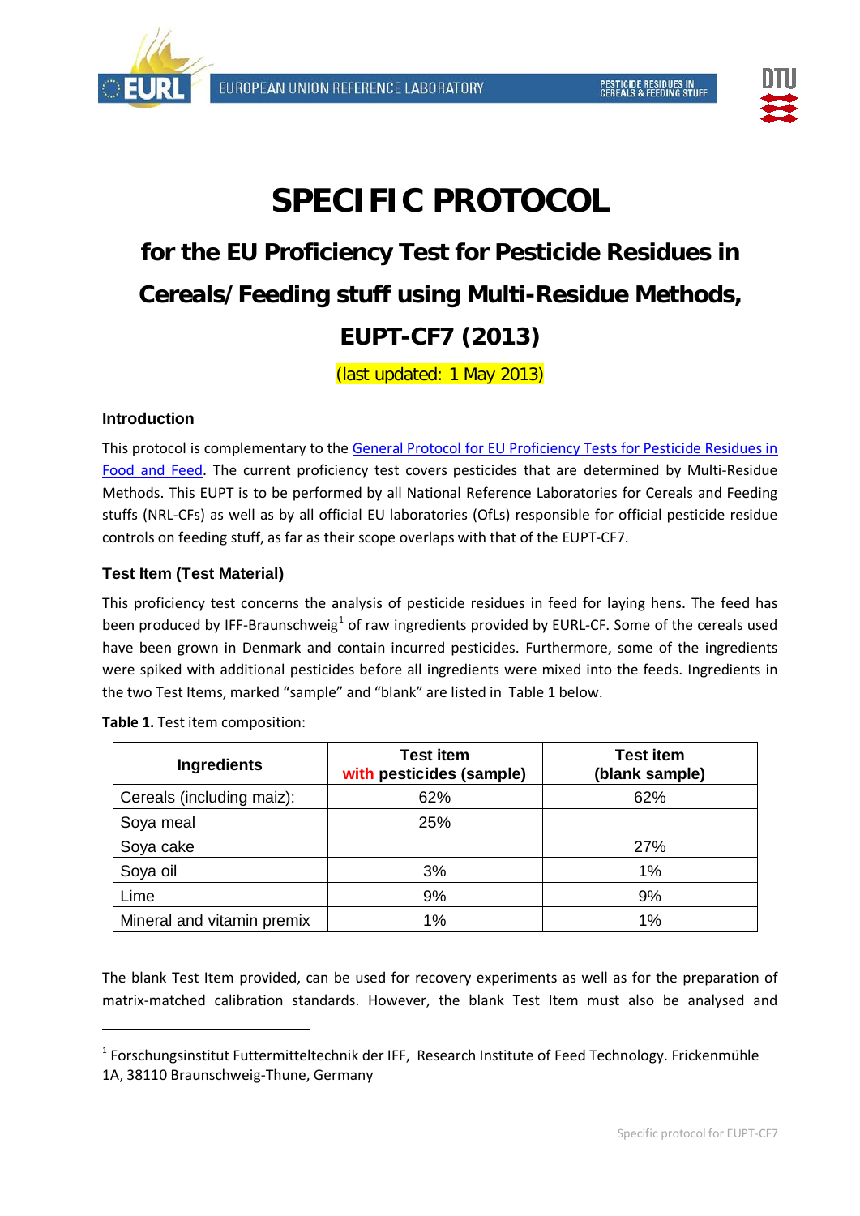# SPECIFIC PROTOCOL

## for the EU Proficiency Test for Pesticide Residues in Cereals/Feeding stuff using Multi-Residue Methods, EUPT-CF7 (2013)

(last updated: 1 May 2013)

### Introduction

This protocol is complementary to the General Protocol for EU Proficiency Tests for Pesticide Residues in Food and Feed. The current proficiency test covers pesticides that are determined by Multi-Residue Methods. This EUPT is to be performed by all National Reference Laboratories for Cereals and Feeding stuffs (NRL-CFs) as well as by all official EU laboratories (OfLs) responsible for official pesticide residue controls on feeding stuff, as far as their scope overlaps with that of the EUPT-CF7.

### Test Item (Test Material)

This proficiency test concerns the analysis of pesticide residues in feed for laying hens. The feed has been produced by IFF-Braunschweig[1] of raw ingredients provided by EURL-CF. Some of the cereals used have been grown in Denmark and contain incurred pesticides. Furthermore, some of the ingredients were spiked with additional pesticides before all ingredients were mixed into the feeds. Ingredients in the two Test Items, marked "sample" and "blank" are listed in Table 1 below.

**Table 1.** Test item composition:

| Ingredients | Test item with pesticides (sample) | Test item (blank sample) |
|---|---|---|
| Cereals (including maiz): | 62% | 62% |
| Soya meal | 25% | |
| Soya cake | | 27% |
| Soya oil | 3% | 1% |
| Lime | 9% | 9% |
| Mineral and vitamin premix | 1% | 1% |

The blank Test Item provided, can be used for recovery experiments as well as for the preparation of matrix-matched calibration standards. However, the blank Test Item must also be analysed and

[1] Forschungsinstitut Futtermitteltechnik der IFF, Research Institute of Feed Technology. Frickenmühle 1A, 38110 Braunschweig-Thune, Germany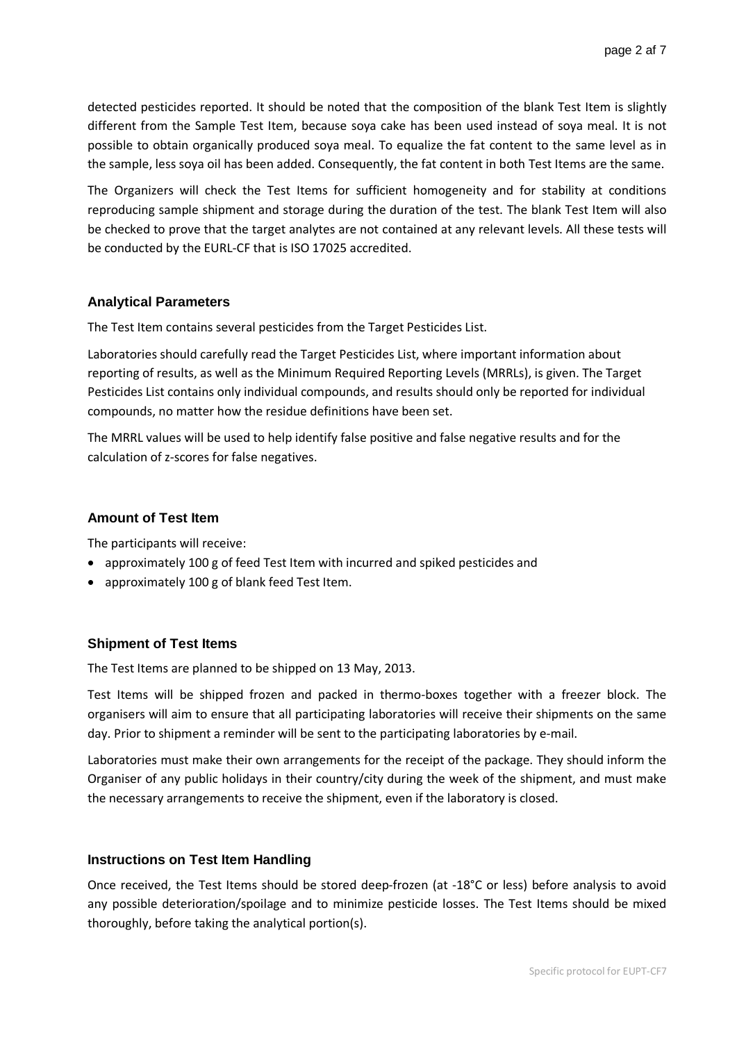detected pesticides reported. It should be noted that the composition of the blank Test Item is slightly different from the Sample Test Item, because soya cake has been used instead of soya meal. It is not possible to obtain organically produced soya meal. To equalize the fat content to the same level as in the sample, less soya oil has been added. Consequently, the fat content in both Test Items are the same.

The Organizers will check the Test Items for sufficient homogeneity and for stability at conditions reproducing sample shipment and storage during the duration of the test. The blank Test Item will also be checked to prove that the target analytes are not contained at any relevant levels. All these tests will be conducted by the EURL-CF that is ISO 17025 accredited.

## Analytical Parameters

The Test Item contains several pesticides from the Target Pesticides List.

Laboratories should carefully read the Target Pesticides List, where important information about reporting of results, as well as the Minimum Required Reporting Levels (MRRLs), is given. The Target Pesticides List contains only individual compounds, and results should only be reported for individual compounds, no matter how the residue definitions have been set.

The MRRL values will be used to help identify false positive and false negative results and for the calculation of z-scores for false negatives.

## Amount of Test Item

The participants will receive:

- approximately 100 g of feed Test Item with incurred and spiked pesticides and
- approximately 100 g of blank feed Test Item.

## Shipment of Test Items

The Test Items are planned to be shipped on 13 May, 2013.

Test Items will be shipped frozen and packed in thermo-boxes together with a freezer block. The organisers will aim to ensure that all participating laboratories will receive their shipments on the same day. Prior to shipment a reminder will be sent to the participating laboratories by e-mail.

Laboratories must make their own arrangements for the receipt of the package. They should inform the Organiser of any public holidays in their country/city during the week of the shipment, and must make the necessary arrangements to receive the shipment, even if the laboratory is closed.

## Instructions on Test Item Handling

Once received, the Test Items should be stored deep-frozen (at -18°C or less) before analysis to avoid any possible deterioration/spoilage and to minimize pesticide losses. The Test Items should be mixed thoroughly, before taking the analytical portion(s).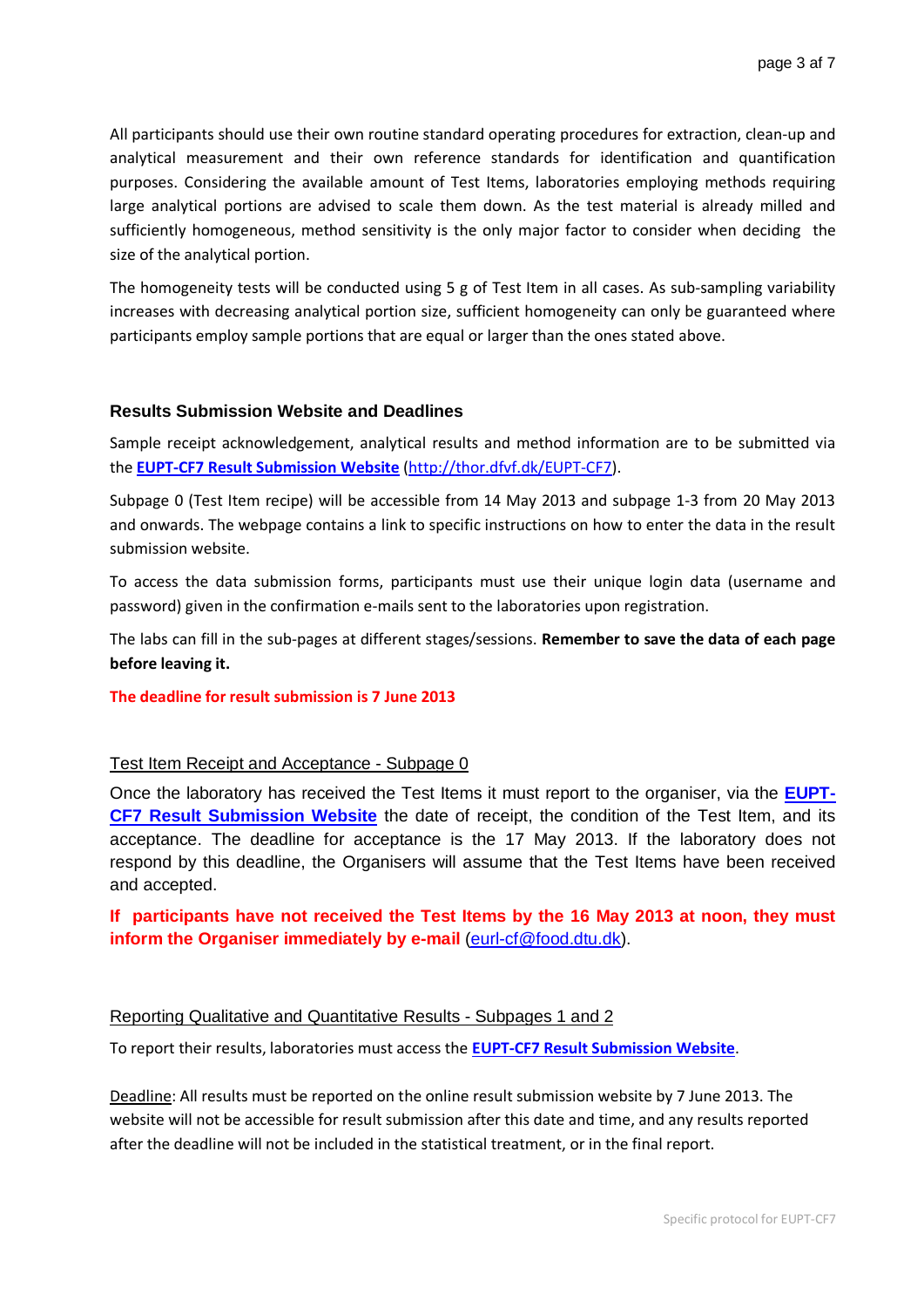All participants should use their own routine standard operating procedures for extraction, clean-up and analytical measurement and their own reference standards for identification and quantification purposes. Considering the available amount of Test Items, laboratories employing methods requiring large analytical portions are advised to scale them down. As the test material is already milled and sufficiently homogeneous, method sensitivity is the only major factor to consider when deciding the size of the analytical portion.

The homogeneity tests will be conducted using 5 g of Test Item in all cases. As sub-sampling variability increases with decreasing analytical portion size, sufficient homogeneity can only be guaranteed where participants employ sample portions that are equal or larger than the ones stated above.

### Results Submission Website and Deadlines

Sample receipt acknowledgement, analytical results and method information are to be submitted via the **EUPT-CF7 Result Submission Website** (http://thor.dfvf.dk/EUPT-CF7).

Subpage 0 (Test Item recipe) will be accessible from 14 May 2013 and subpage 1-3 from 20 May 2013 and onwards. The webpage contains a link to specific instructions on how to enter the data in the result submission website.

To access the data submission forms, participants must use their unique login data (username and password) given in the confirmation e-mails sent to the laboratories upon registration.

The labs can fill in the sub-pages at different stages/sessions. **Remember to save the data of each page before leaving it.**

**The deadline for result submission is 7 June 2013**

#### Test Item Receipt and Acceptance - Subpage 0

Once the laboratory has received the Test Items it must report to the organiser, via the **EUPT-CF7 Result Submission Website** the date of receipt, the condition of the Test Item, and its acceptance. The deadline for acceptance is the 17 May 2013. If the laboratory does not respond by this deadline, the Organisers will assume that the Test Items have been received and accepted.

**If participants have not received the Test Items by the 16 May 2013 at noon, they must inform the Organiser immediately by e-mail** (eurl-cf@food.dtu.dk).

#### Reporting Qualitative and Quantitative Results - Subpages 1 and 2

To report their results, laboratories must access the **EUPT-CF7 Result Submission Website**.

Deadline: All results must be reported on the online result submission website by 7 June 2013. The website will not be accessible for result submission after this date and time, and any results reported after the deadline will not be included in the statistical treatment, or in the final report.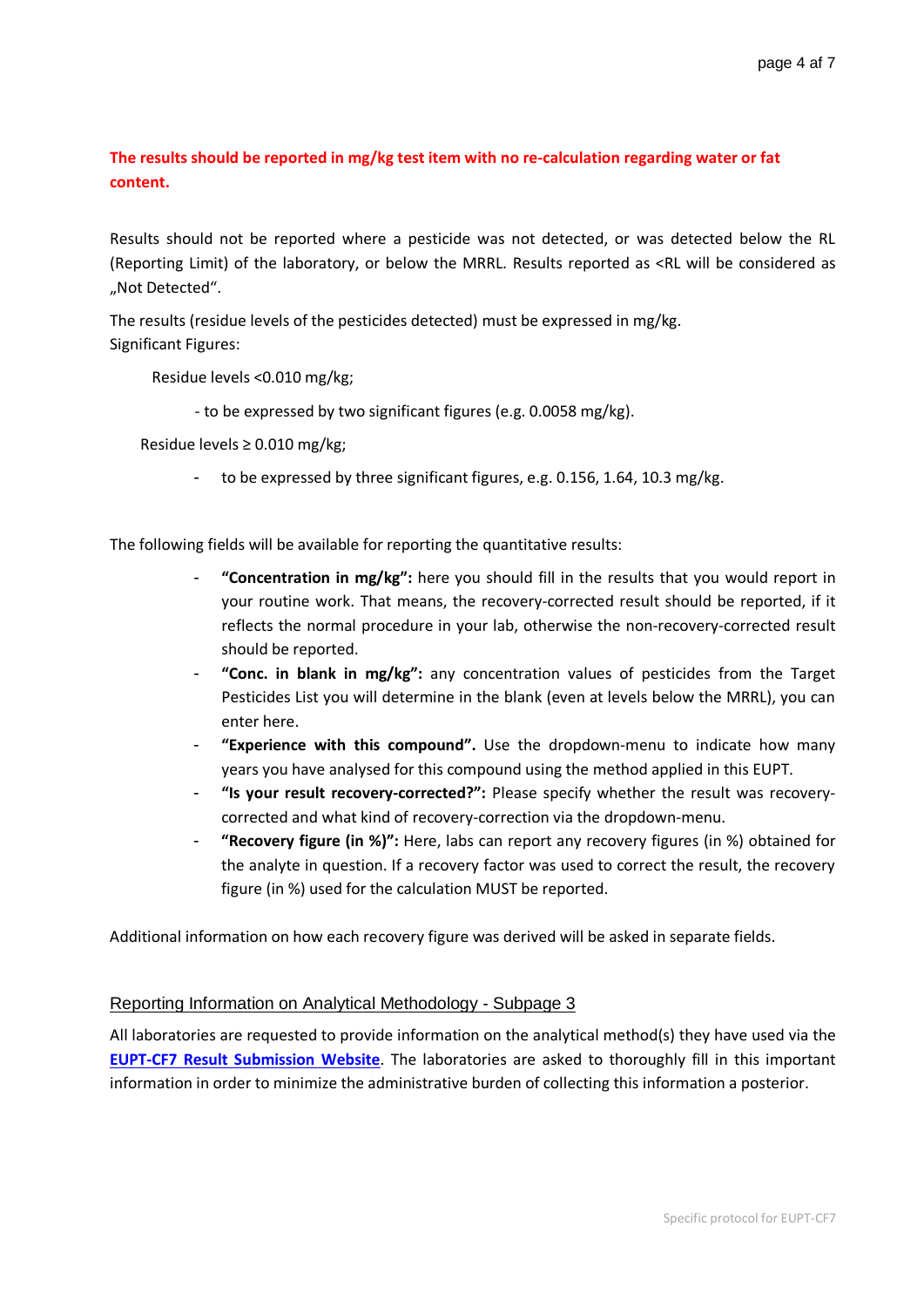**The results should be reported in mg/kg test item with no re-calculation regarding water or fat content.**

Results should not be reported where a pesticide was not detected, or was detected below the RL (Reporting Limit) of the laboratory, or below the MRRL. Results reported as <RL will be considered as „Not Detected".

The results (residue levels of the pesticides detected) must be expressed in mg/kg.
Significant Figures:

Residue levels <0.010 mg/kg;

- to be expressed by two significant figures (e.g. 0.0058 mg/kg).

Residue levels ≥ 0.010 mg/kg;

- to be expressed by three significant figures, e.g. 0.156, 1.64, 10.3 mg/kg.

The following fields will be available for reporting the quantitative results:

- **"Concentration in mg/kg":** here you should fill in the results that you would report in your routine work. That means, the recovery-corrected result should be reported, if it reflects the normal procedure in your lab, otherwise the non-recovery-corrected result should be reported.
- **"Conc. in blank in mg/kg":** any concentration values of pesticides from the Target Pesticides List you will determine in the blank (even at levels below the MRRL), you can enter here.
- **"Experience with this compound".** Use the dropdown-menu to indicate how many years you have analysed for this compound using the method applied in this EUPT.
- **"Is your result recovery-corrected?":** Please specify whether the result was recovery-corrected and what kind of recovery-correction via the dropdown-menu.
- **"Recovery figure (in %)":** Here, labs can report any recovery figures (in %) obtained for the analyte in question. If a recovery factor was used to correct the result, the recovery figure (in %) used for the calculation MUST be reported.

Additional information on how each recovery figure was derived will be asked in separate fields.

## Reporting Information on Analytical Methodology - Subpage 3

All laboratories are requested to provide information on the analytical method(s) they have used via the **EUPT-CF7 Result Submission Website**. The laboratories are asked to thoroughly fill in this important information in order to minimize the administrative burden of collecting this information a posterior.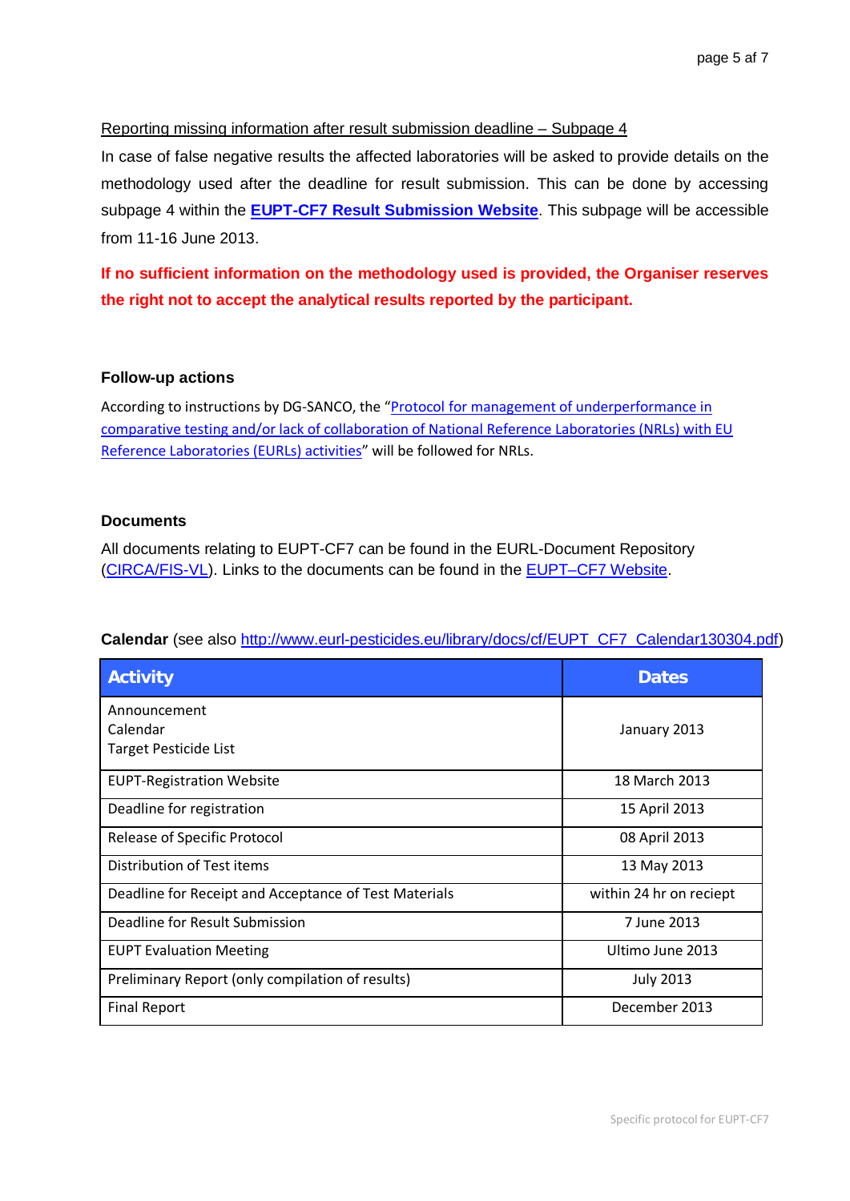Reporting missing information after result submission deadline – Subpage 4

In case of false negative results the affected laboratories will be asked to provide details on the methodology used after the deadline for result submission. This can be done by accessing subpage 4 within the **EUPT-CF7 Result Submission Website**. This subpage will be accessible from 11-16 June 2013.

**If no sufficient information on the methodology used is provided, the Organiser reserves the right not to accept the analytical results reported by the participant.**

### Follow-up actions

According to instructions by DG-SANCO, the "Protocol for management of underperformance in comparative testing and/or lack of collaboration of National Reference Laboratories (NRLs) with EU Reference Laboratories (EURLs) activities" will be followed for NRLs.

### Documents

All documents relating to EUPT-CF7 can be found in the EURL-Document Repository (CIRCA/FIS-VL). Links to the documents can be found in the EUPT–CF7 Website.

**Calendar** (see also http://www.eurl-pesticides.eu/library/docs/cf/EUPT_CF7_Calendar130304.pdf)

| Activity | Dates |
|---|---|
| Announcement<br>Calendar<br>Target Pesticide List | January 2013 |
| EUPT-Registration Website | 18 March 2013 |
| Deadline for registration | 15 April 2013 |
| Release of Specific Protocol | 08 April 2013 |
| Distribution of Test items | 13 May 2013 |
| Deadline for Receipt and Acceptance of Test Materials | within 24 hr on reciept |
| Deadline for Result Submission | 7 June 2013 |
| EUPT Evaluation Meeting | Ultimo June 2013 |
| Preliminary Report (only compilation of results) | July 2013 |
| Final Report | December 2013 |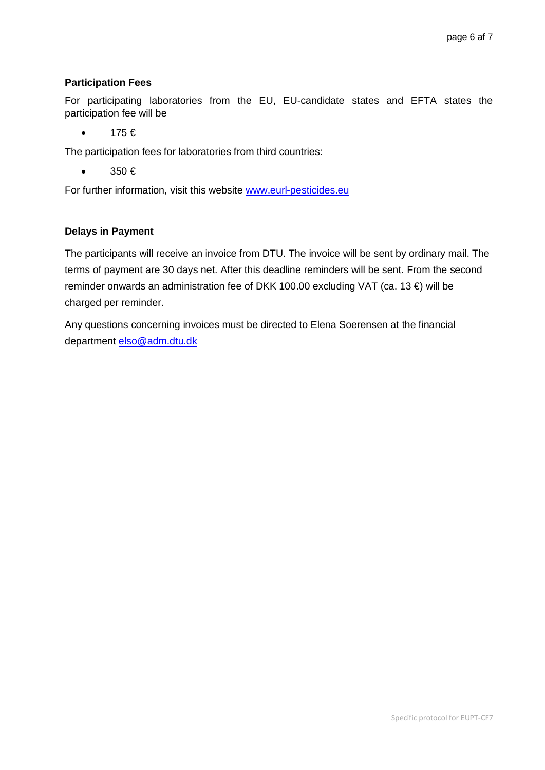**Participation Fees**

For participating laboratories from the EU, EU-candidate states and EFTA states the participation fee will be

- 175 €

The participation fees for laboratories from third countries:

- 350 €

For further information, visit this website [www.eurl-pesticides.eu](http://www.eurl-pesticides.eu)

**Delays in Payment**

The participants will receive an invoice from DTU. The invoice will be sent by ordinary mail. The terms of payment are 30 days net. After this deadline reminders will be sent. From the second reminder onwards an administration fee of DKK 100.00 excluding VAT (ca. 13 €) will be charged per reminder.

Any questions concerning invoices must be directed to Elena Soerensen at the financial department [elso@adm.dtu.dk](mailto:elso@adm.dtu.dk)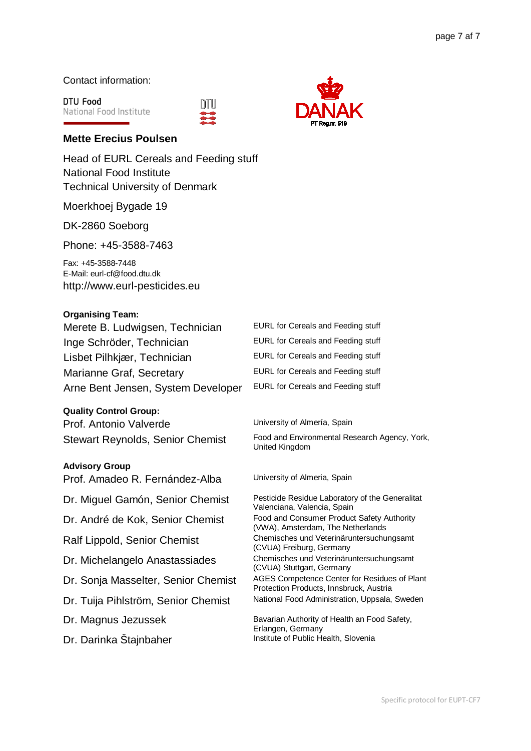Contact information:

DTU Food
National Food Institute

DANAK
PT Reg.nr. 516

**Mette Erecius Poulsen**

Head of EURL Cereals and Feeding stuff
National Food Institute
Technical University of Denmark

Moerkhoej Bygade 19

DK-2860 Soeborg

Phone: +45-3588-7463

Fax: +45-3588-7448
E-Mail: eurl-cf@food.dtu.dk
http://www.eurl-pesticides.eu

**Organising Team:**

| | |
|---|---|
| Merete B. Ludwigsen, Technician | EURL for Cereals and Feeding stuff |
| Inge Schröder, Technician | EURL for Cereals and Feeding stuff |
| Lisbet Pilhkjær, Technician | EURL for Cereals and Feeding stuff |
| Marianne Graf, Secretary | EURL for Cereals and Feeding stuff |
| Arne Bent Jensen, System Developer | EURL for Cereals and Feeding stuff |

**Quality Control Group:**

| | |
|---|---|
| Prof. Antonio Valverde | University of Almería, Spain |
| Stewart Reynolds, Senior Chemist | Food and Environmental Research Agency, York, United Kingdom |

**Advisory Group**

| | |
|---|---|
| Prof. Amadeo R. Fernández-Alba | University of Almeria, Spain |
| Dr. Miguel Gamón, Senior Chemist | Pesticide Residue Laboratory of the Generalitat Valenciana, Valencia, Spain |
| Dr. André de Kok, Senior Chemist | Food and Consumer Product Safety Authority (VWA), Amsterdam, The Netherlands |
| Ralf Lippold, Senior Chemist | Chemisches und Veterinäruntersuchungsamt (CVUA) Freiburg, Germany |
| Dr. Michelangelo Anastassiades | Chemisches und Veterinäruntersuchungsamt (CVUA) Stuttgart, Germany |
| Dr. Sonja Masselter, Senior Chemist | AGES Competence Center for Residues of Plant Protection Products, Innsbruck, Austria |
| Dr. Tuija Pihlström, Senior Chemist | National Food Administration, Uppsala, Sweden |
| Dr. Magnus Jezussek | Bavarian Authority of Health an Food Safety, Erlangen, Germany |
| Dr. Darinka Štajnbaher | Institute of Public Health, Slovenia |